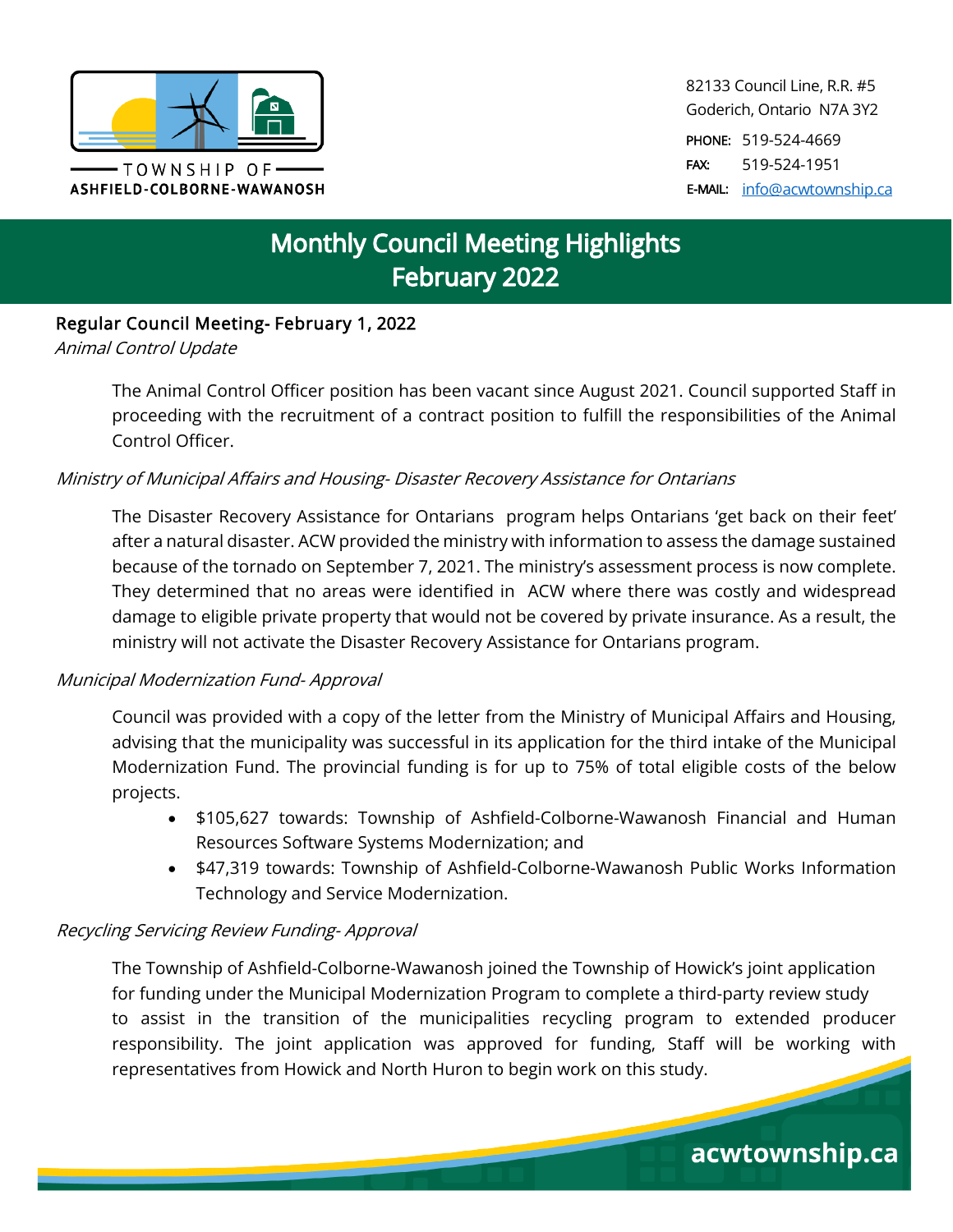TOWNSHIP OF
ASHFIELD-COLBORNE-WAWANOSH

82133 Council Line, R.R. #5
Goderich, Ontario N7A 3Y2

PHONE: 519-524-4669
FAX: 519-524-1951
E-MAIL: info@acwtownship.ca

# Monthly Council Meeting Highlights February 2022

## Regular Council Meeting- February 1, 2022

*Animal Control Update*

The Animal Control Officer position has been vacant since August 2021. Council supported Staff in proceeding with the recruitment of a contract position to fulfill the responsibilities of the Animal Control Officer.

*Ministry of Municipal Affairs and Housing- Disaster Recovery Assistance for Ontarians*

The Disaster Recovery Assistance for Ontarians program helps Ontarians 'get back on their feet' after a natural disaster. ACW provided the ministry with information to assess the damage sustained because of the tornado on September 7, 2021. The ministry's assessment process is now complete. They determined that no areas were identified in ACW where there was costly and widespread damage to eligible private property that would not be covered by private insurance. As a result, the ministry will not activate the Disaster Recovery Assistance for Ontarians program.

*Municipal Modernization Fund- Approval*

Council was provided with a copy of the letter from the Ministry of Municipal Affairs and Housing, advising that the municipality was successful in its application for the third intake of the Municipal Modernization Fund. The provincial funding is for up to 75% of total eligible costs of the below projects.

- $105,627 towards: Township of Ashfield-Colborne-Wawanosh Financial and Human Resources Software Systems Modernization; and
- $47,319 towards: Township of Ashfield-Colborne-Wawanosh Public Works Information Technology and Service Modernization.

*Recycling Servicing Review Funding- Approval*

The Township of Ashfield-Colborne-Wawanosh joined the Township of Howick's joint application for funding under the Municipal Modernization Program to complete a third-party review study to assist in the transition of the municipalities recycling program to extended producer responsibility. The joint application was approved for funding, Staff will be working with representatives from Howick and North Huron to begin work on this study.

acwtownship.ca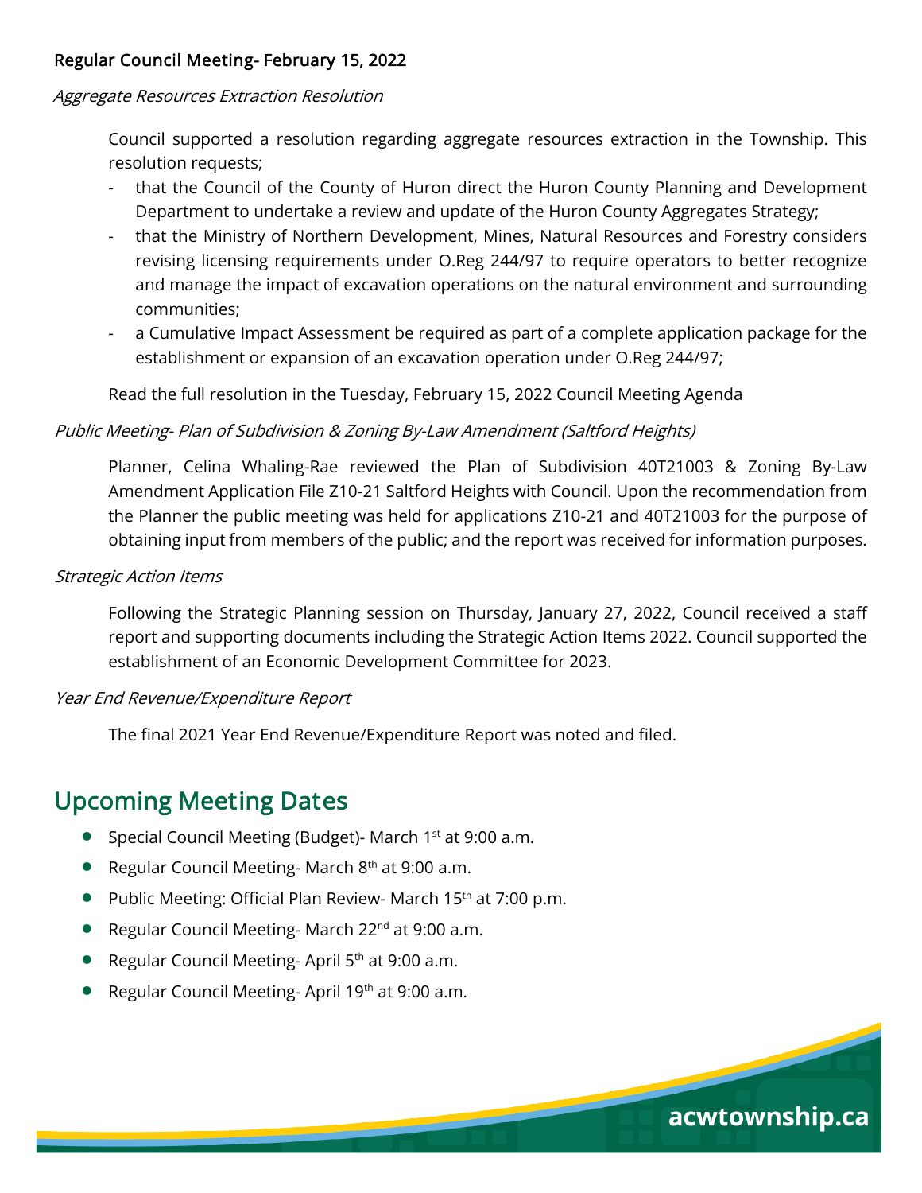### Regular Council Meeting- February 15, 2022

*Aggregate Resources Extraction Resolution*

Council supported a resolution regarding aggregate resources extraction in the Township. This resolution requests;

- that the Council of the County of Huron direct the Huron County Planning and Development Department to undertake a review and update of the Huron County Aggregates Strategy;
- that the Ministry of Northern Development, Mines, Natural Resources and Forestry considers revising licensing requirements under O.Reg 244/97 to require operators to better recognize and manage the impact of excavation operations on the natural environment and surrounding communities;
- a Cumulative Impact Assessment be required as part of a complete application package for the establishment or expansion of an excavation operation under O.Reg 244/97;

Read the full resolution in the Tuesday, February 15, 2022 Council Meeting Agenda

*Public Meeting- Plan of Subdivision & Zoning By-Law Amendment (Saltford Heights)*

Planner, Celina Whaling-Rae reviewed the Plan of Subdivision 40T21003 & Zoning By-Law Amendment Application File Z10-21 Saltford Heights with Council. Upon the recommendation from the Planner the public meeting was held for applications Z10-21 and 40T21003 for the purpose of obtaining input from members of the public; and the report was received for information purposes.

*Strategic Action Items*

Following the Strategic Planning session on Thursday, January 27, 2022, Council received a staff report and supporting documents including the Strategic Action Items 2022. Council supported the establishment of an Economic Development Committee for 2023.

*Year End Revenue/Expenditure Report*

The final 2021 Year End Revenue/Expenditure Report was noted and filed.

## Upcoming Meeting Dates

- Special Council Meeting (Budget)- March 1st at 9:00 a.m.
- Regular Council Meeting- March 8th at 9:00 a.m.
- Public Meeting: Official Plan Review- March 15th at 7:00 p.m.
- Regular Council Meeting- March 22nd at 9:00 a.m.
- Regular Council Meeting- April 5th at 9:00 a.m.
- Regular Council Meeting- April 19th at 9:00 a.m.

acwtownship.ca